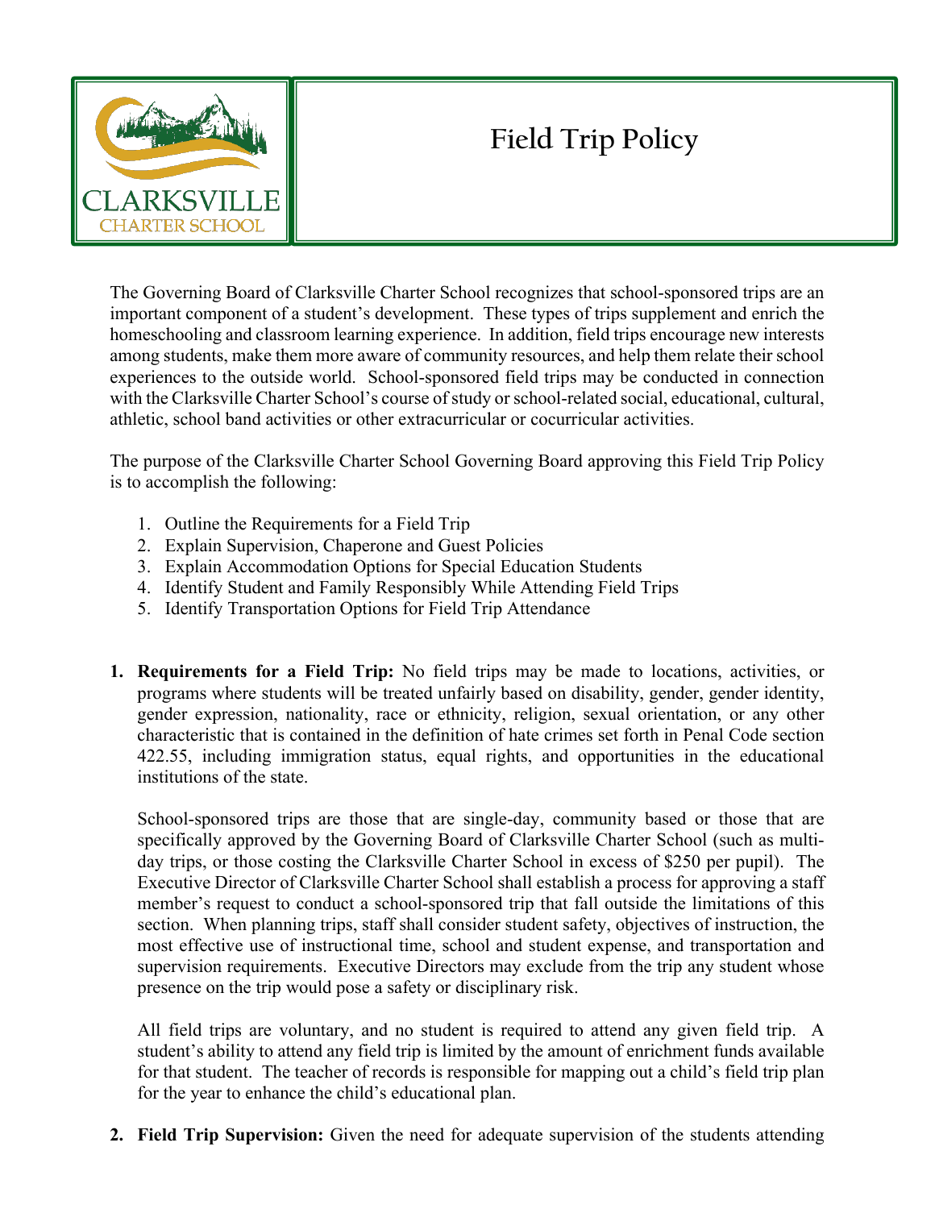# Field Trip Policy

The Governing Board of Clarksville Charter School recognizes that school-sponsored trips are an important component of a student's development. These types of trips supplement and enrich the homeschooling and classroom learning experience. In addition, field trips encourage new interests among students, make them more aware of community resources, and help them relate their school experiences to the outside world. School-sponsored field trips may be conducted in connection with the Clarksville Charter School's course of study or school-related social, educational, cultural, athletic, school band activities or other extracurricular or cocurricular activities.

The purpose of the Clarksville Charter School Governing Board approving this Field Trip Policy is to accomplish the following:

1. Outline the Requirements for a Field Trip
2. Explain Supervision, Chaperone and Guest Policies
3. Explain Accommodation Options for Special Education Students
4. Identify Student and Family Responsibly While Attending Field Trips
5. Identify Transportation Options for Field Trip Attendance

1. **Requirements for a Field Trip:** No field trips may be made to locations, activities, or programs where students will be treated unfairly based on disability, gender, gender identity, gender expression, nationality, race or ethnicity, religion, sexual orientation, or any other characteristic that is contained in the definition of hate crimes set forth in Penal Code section 422.55, including immigration status, equal rights, and opportunities in the educational institutions of the state.

   School-sponsored trips are those that are single-day, community based or those that are specifically approved by the Governing Board of Clarksville Charter School (such as multi-day trips, or those costing the Clarksville Charter School in excess of $250 per pupil). The Executive Director of Clarksville Charter School shall establish a process for approving a staff member's request to conduct a school-sponsored trip that fall outside the limitations of this section. When planning trips, staff shall consider student safety, objectives of instruction, the most effective use of instructional time, school and student expense, and transportation and supervision requirements. Executive Directors may exclude from the trip any student whose presence on the trip would pose a safety or disciplinary risk.

   All field trips are voluntary, and no student is required to attend any given field trip. A student's ability to attend any field trip is limited by the amount of enrichment funds available for that student. The teacher of records is responsible for mapping out a child's field trip plan for the year to enhance the child's educational plan.

2. **Field Trip Supervision:** Given the need for adequate supervision of the students attending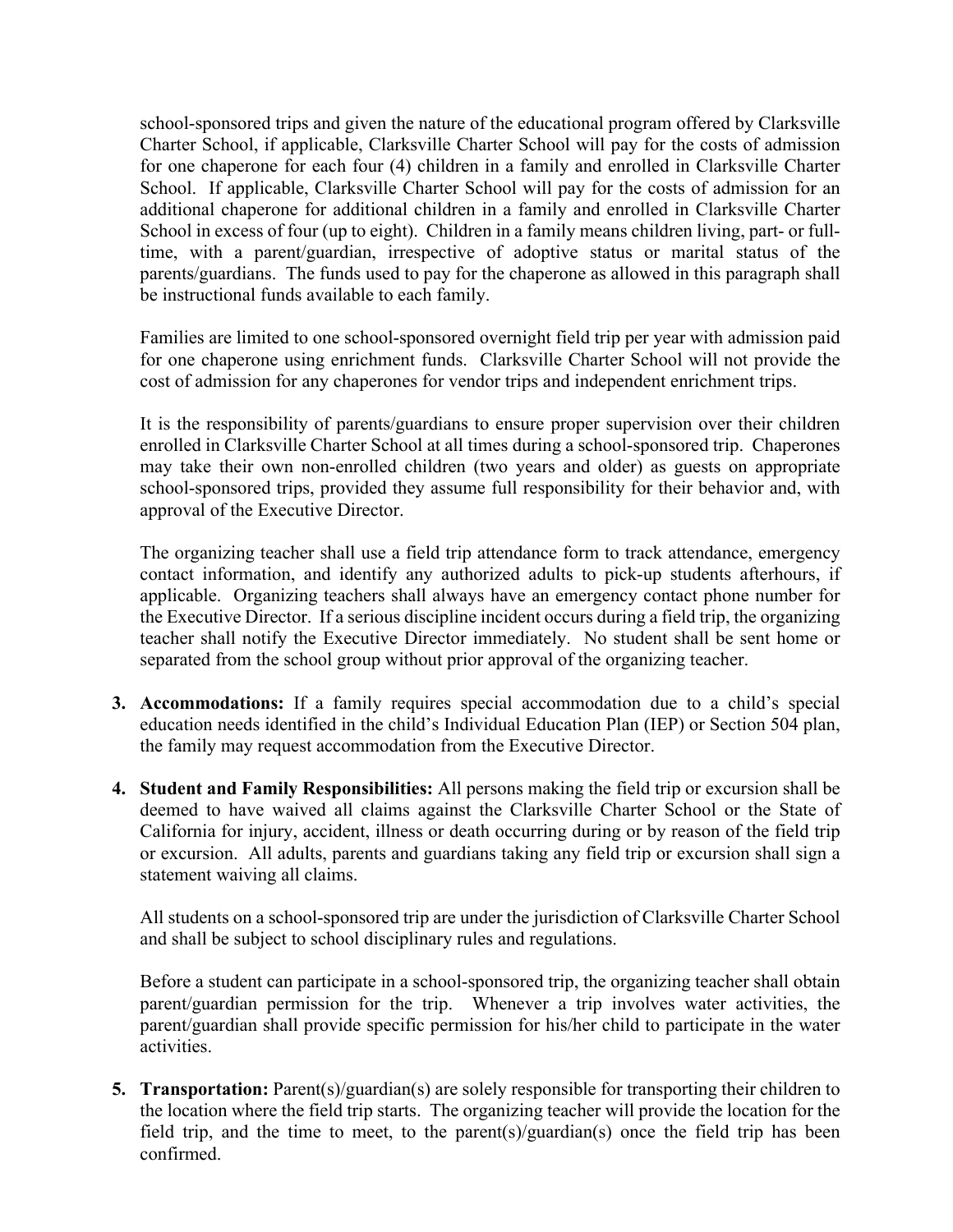school-sponsored trips and given the nature of the educational program offered by Clarksville Charter School, if applicable, Clarksville Charter School will pay for the costs of admission for one chaperone for each four (4) children in a family and enrolled in Clarksville Charter School. If applicable, Clarksville Charter School will pay for the costs of admission for an additional chaperone for additional children in a family and enrolled in Clarksville Charter School in excess of four (up to eight). Children in a family means children living, part- or full-time, with a parent/guardian, irrespective of adoptive status or marital status of the parents/guardians. The funds used to pay for the chaperone as allowed in this paragraph shall be instructional funds available to each family.

Families are limited to one school-sponsored overnight field trip per year with admission paid for one chaperone using enrichment funds. Clarksville Charter School will not provide the cost of admission for any chaperones for vendor trips and independent enrichment trips.

It is the responsibility of parents/guardians to ensure proper supervision over their children enrolled in Clarksville Charter School at all times during a school-sponsored trip. Chaperones may take their own non-enrolled children (two years and older) as guests on appropriate school-sponsored trips, provided they assume full responsibility for their behavior and, with approval of the Executive Director.

The organizing teacher shall use a field trip attendance form to track attendance, emergency contact information, and identify any authorized adults to pick-up students afterhours, if applicable. Organizing teachers shall always have an emergency contact phone number for the Executive Director. If a serious discipline incident occurs during a field trip, the organizing teacher shall notify the Executive Director immediately. No student shall be sent home or separated from the school group without prior approval of the organizing teacher.

3. **Accommodations:** If a family requires special accommodation due to a child's special education needs identified in the child's Individual Education Plan (IEP) or Section 504 plan, the family may request accommodation from the Executive Director.

4. **Student and Family Responsibilities:** All persons making the field trip or excursion shall be deemed to have waived all claims against the Clarksville Charter School or the State of California for injury, accident, illness or death occurring during or by reason of the field trip or excursion. All adults, parents and guardians taking any field trip or excursion shall sign a statement waiving all claims.

   All students on a school-sponsored trip are under the jurisdiction of Clarksville Charter School and shall be subject to school disciplinary rules and regulations.

   Before a student can participate in a school-sponsored trip, the organizing teacher shall obtain parent/guardian permission for the trip. Whenever a trip involves water activities, the parent/guardian shall provide specific permission for his/her child to participate in the water activities.

5. **Transportation:** Parent(s)/guardian(s) are solely responsible for transporting their children to the location where the field trip starts. The organizing teacher will provide the location for the field trip, and the time to meet, to the parent(s)/guardian(s) once the field trip has been confirmed.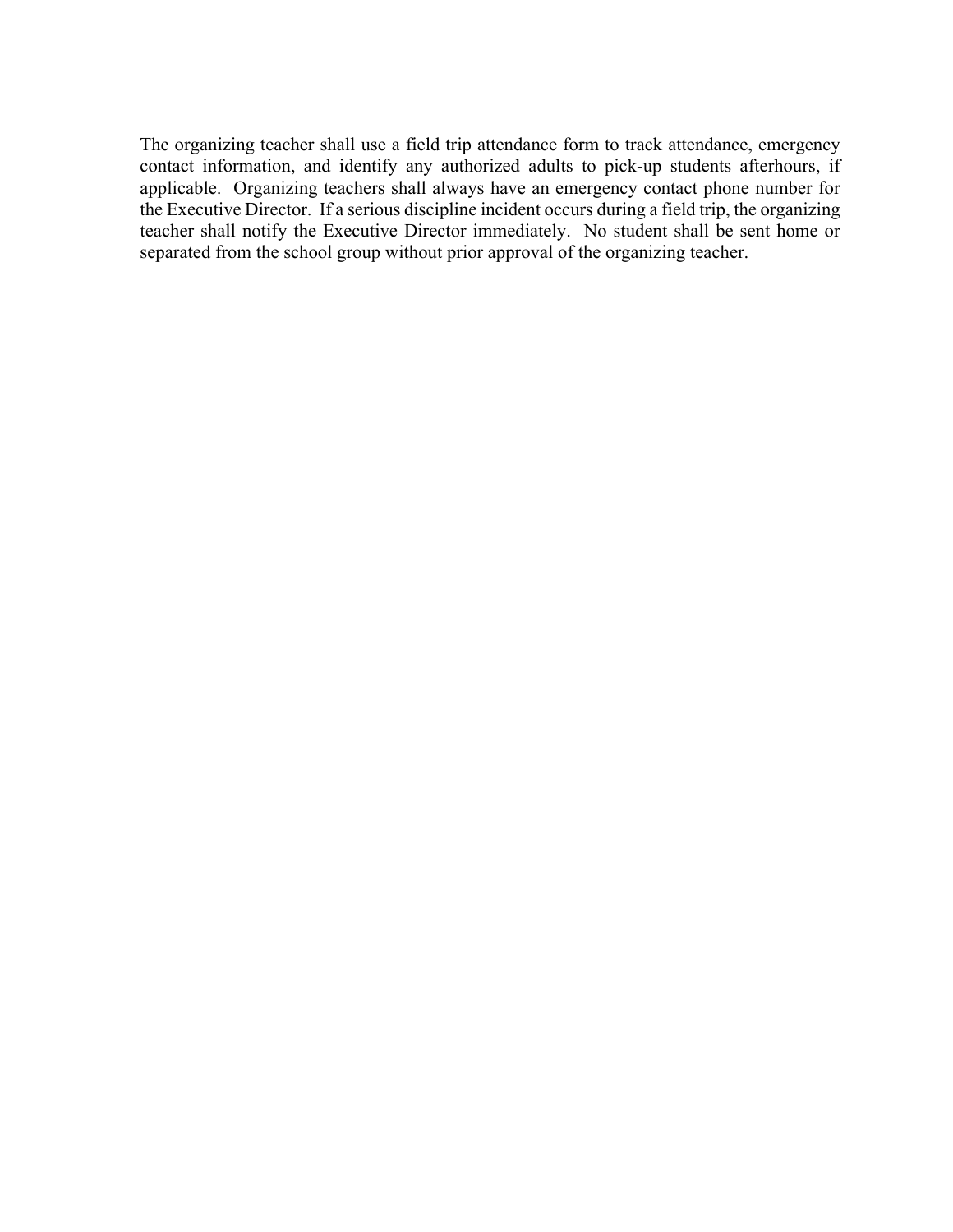The organizing teacher shall use a field trip attendance form to track attendance, emergency contact information, and identify any authorized adults to pick-up students afterhours, if applicable. Organizing teachers shall always have an emergency contact phone number for the Executive Director. If a serious discipline incident occurs during a field trip, the organizing teacher shall notify the Executive Director immediately. No student shall be sent home or separated from the school group without prior approval of the organizing teacher.